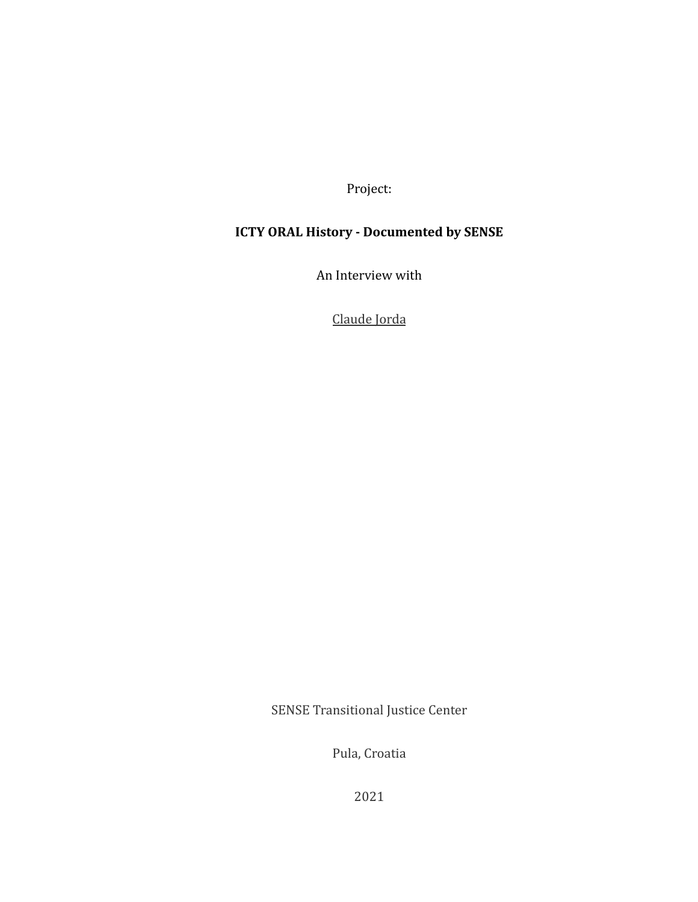Project:

**ICTY ORAL History - Documented by SENSE**

An Interview with

Claude Jorda

SENSE Transitional Justice Center

Pula, Croatia

2021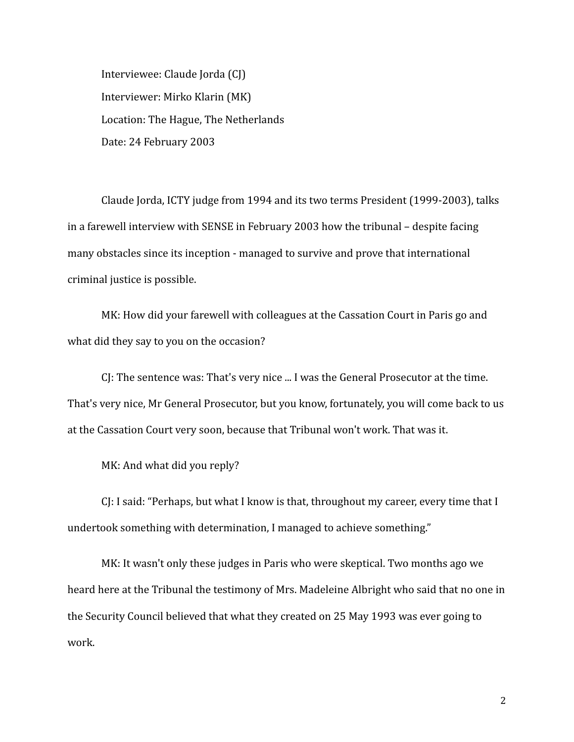Interviewee: Claude Jorda (CJ)

Interviewer: Mirko Klarin (MK)

Location: The Hague, The Netherlands

Date: 24 February 2003

Claude Jorda, ICTY judge from 1994 and its two terms President (1999-2003), talks in a farewell interview with SENSE in February 2003 how the tribunal – despite facing many obstacles since its inception - managed to survive and prove that international criminal justice is possible.

MK: How did your farewell with colleagues at the Cassation Court in Paris go and what did they say to you on the occasion?

CJ: The sentence was: That's very nice ... I was the General Prosecutor at the time. That's very nice, Mr General Prosecutor, but you know, fortunately, you will come back to us at the Cassation Court very soon, because that Tribunal won't work. That was it.

MK: And what did you reply?

CJ: I said: "Perhaps, but what I know is that, throughout my career, every time that I undertook something with determination, I managed to achieve something."

MK: It wasn't only these judges in Paris who were skeptical. Two months ago we heard here at the Tribunal the testimony of Mrs. Madeleine Albright who said that no one in the Security Council believed that what they created on 25 May 1993 was ever going to work.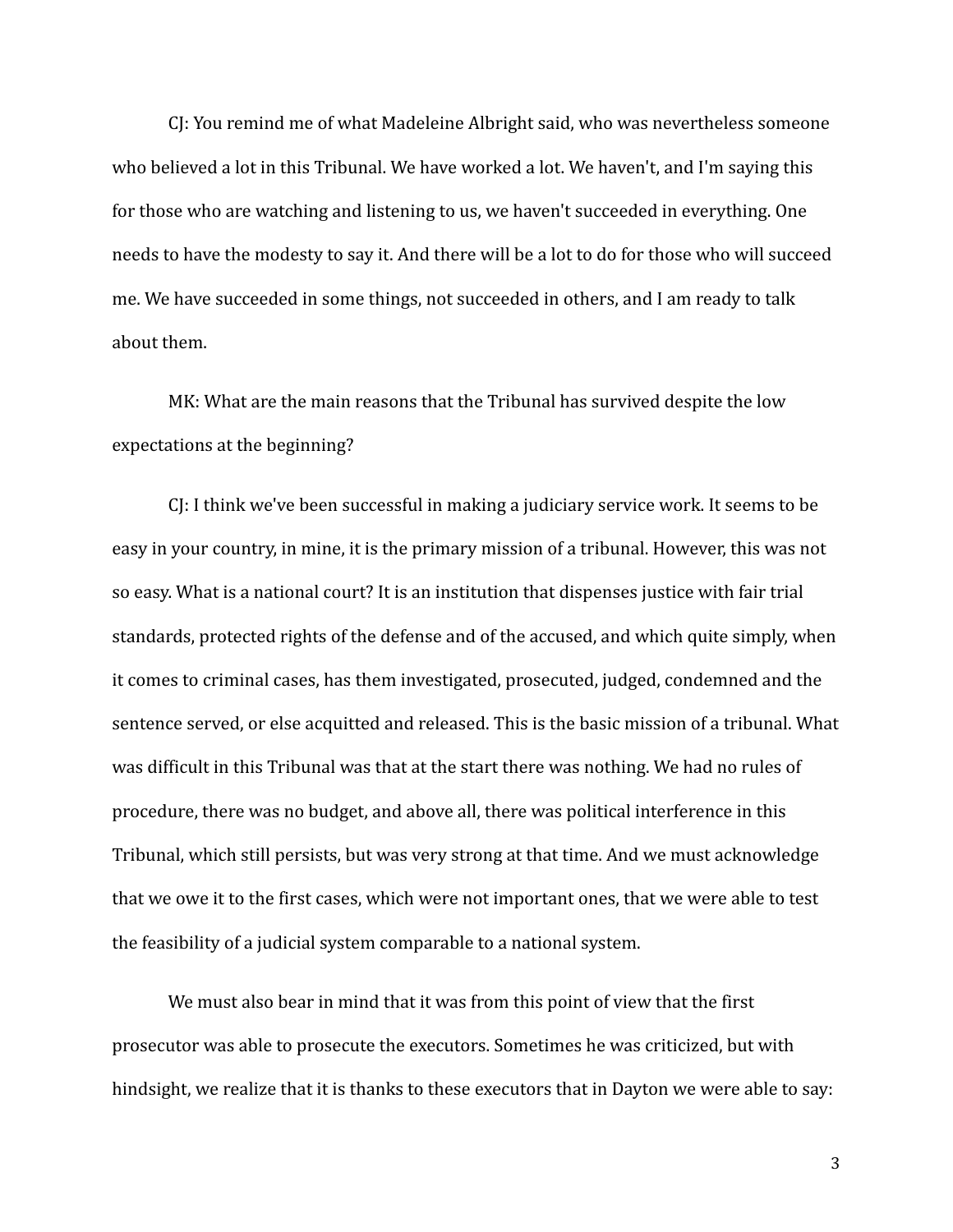CJ: You remind me of what Madeleine Albright said, who was nevertheless someone who believed a lot in this Tribunal. We have worked a lot. We haven't, and I'm saying this for those who are watching and listening to us, we haven't succeeded in everything. One needs to have the modesty to say it. And there will be a lot to do for those who will succeed me. We have succeeded in some things, not succeeded in others, and I am ready to talk about them.

MK: What are the main reasons that the Tribunal has survived despite the low expectations at the beginning?

CJ: I think we've been successful in making a judiciary service work. It seems to be easy in your country, in mine, it is the primary mission of a tribunal. However, this was not so easy. What is a national court? It is an institution that dispenses justice with fair trial standards, protected rights of the defense and of the accused, and which quite simply, when it comes to criminal cases, has them investigated, prosecuted, judged, condemned and the sentence served, or else acquitted and released. This is the basic mission of a tribunal. What was difficult in this Tribunal was that at the start there was nothing. We had no rules of procedure, there was no budget, and above all, there was political interference in this Tribunal, which still persists, but was very strong at that time. And we must acknowledge that we owe it to the first cases, which were not important ones, that we were able to test the feasibility of a judicial system comparable to a national system.

We must also bear in mind that it was from this point of view that the first prosecutor was able to prosecute the executors. Sometimes he was criticized, but with hindsight, we realize that it is thanks to these executors that in Dayton we were able to say: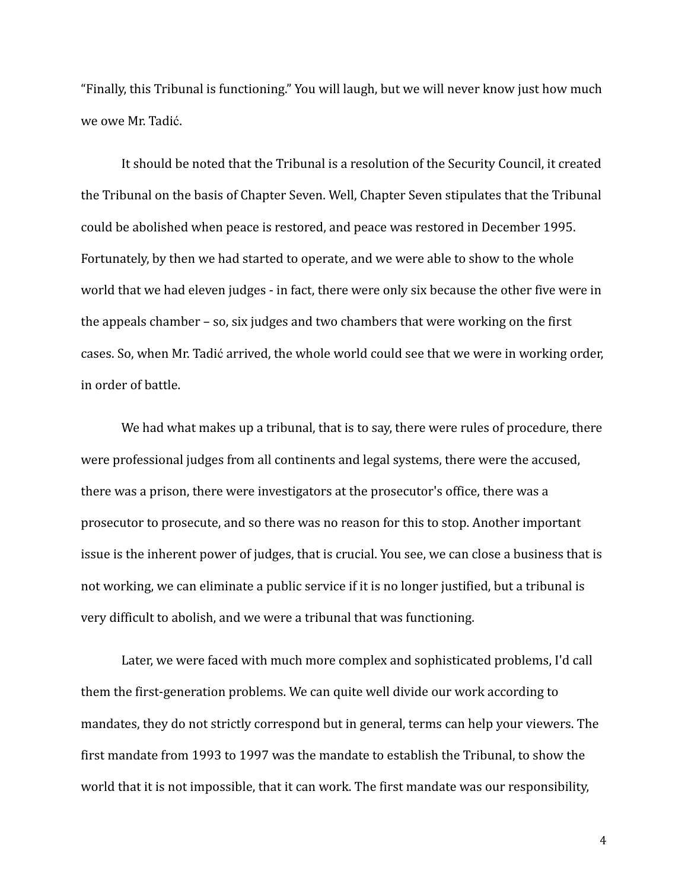"Finally, this Tribunal is functioning." You will laugh, but we will never know just how much we owe Mr. Tadić.

It should be noted that the Tribunal is a resolution of the Security Council, it created the Tribunal on the basis of Chapter Seven. Well, Chapter Seven stipulates that the Tribunal could be abolished when peace is restored, and peace was restored in December 1995. Fortunately, by then we had started to operate, and we were able to show to the whole world that we had eleven judges - in fact, there were only six because the other five were in the appeals chamber – so, six judges and two chambers that were working on the first cases. So, when Mr. Tadić arrived, the whole world could see that we were in working order, in order of battle.

We had what makes up a tribunal, that is to say, there were rules of procedure, there were professional judges from all continents and legal systems, there were the accused, there was a prison, there were investigators at the prosecutor's office, there was a prosecutor to prosecute, and so there was no reason for this to stop. Another important issue is the inherent power of judges, that is crucial. You see, we can close a business that is not working, we can eliminate a public service if it is no longer justified, but a tribunal is very difficult to abolish, and we were a tribunal that was functioning.

Later, we were faced with much more complex and sophisticated problems, I'd call them the first-generation problems. We can quite well divide our work according to mandates, they do not strictly correspond but in general, terms can help your viewers. The first mandate from 1993 to 1997 was the mandate to establish the Tribunal, to show the world that it is not impossible, that it can work. The first mandate was our responsibility,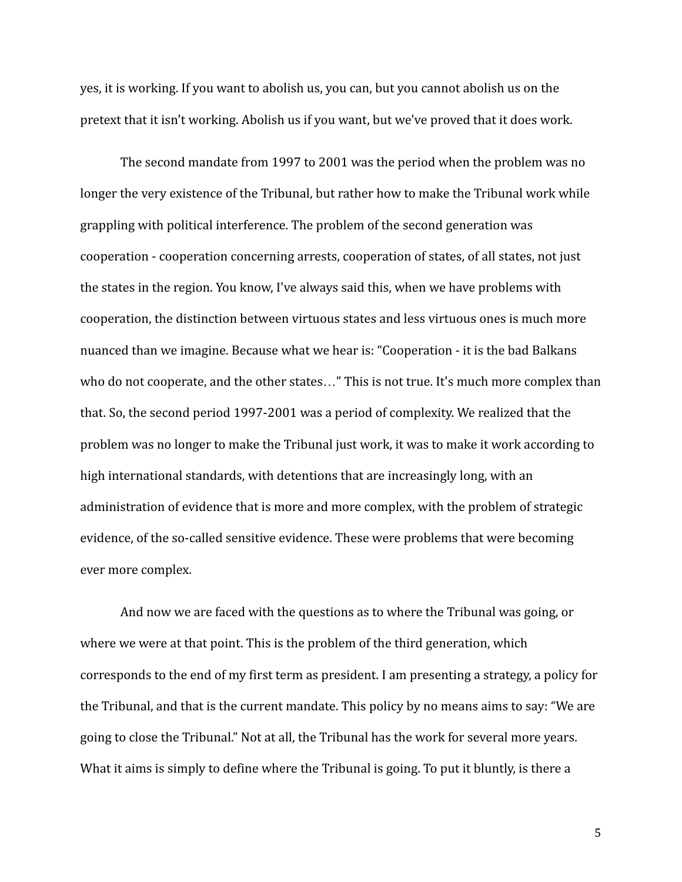yes, it is working. If you want to abolish us, you can, but you cannot abolish us on the pretext that it isn't working. Abolish us if you want, but we've proved that it does work.

The second mandate from 1997 to 2001 was the period when the problem was no longer the very existence of the Tribunal, but rather how to make the Tribunal work while grappling with political interference. The problem of the second generation was cooperation - cooperation concerning arrests, cooperation of states, of all states, not just the states in the region. You know, I've always said this, when we have problems with cooperation, the distinction between virtuous states and less virtuous ones is much more nuanced than we imagine. Because what we hear is: "Cooperation - it is the bad Balkans who do not cooperate, and the other states…" This is not true. It's much more complex than that. So, the second period 1997-2001 was a period of complexity. We realized that the problem was no longer to make the Tribunal just work, it was to make it work according to high international standards, with detentions that are increasingly long, with an administration of evidence that is more and more complex, with the problem of strategic evidence, of the so-called sensitive evidence. These were problems that were becoming ever more complex.

And now we are faced with the questions as to where the Tribunal was going, or where we were at that point. This is the problem of the third generation, which corresponds to the end of my first term as president. I am presenting a strategy, a policy for the Tribunal, and that is the current mandate. This policy by no means aims to say: "We are going to close the Tribunal." Not at all, the Tribunal has the work for several more years. What it aims is simply to define where the Tribunal is going. To put it bluntly, is there a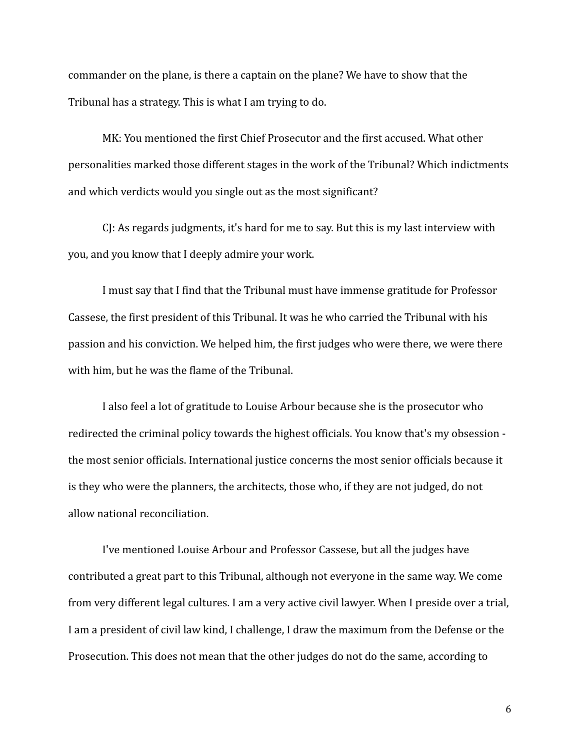commander on the plane, is there a captain on the plane? We have to show that the Tribunal has a strategy. This is what I am trying to do.

MK: You mentioned the first Chief Prosecutor and the first accused. What other personalities marked those different stages in the work of the Tribunal? Which indictments and which verdicts would you single out as the most significant?

CJ: As regards judgments, it's hard for me to say. But this is my last interview with you, and you know that I deeply admire your work.

I must say that I find that the Tribunal must have immense gratitude for Professor Cassese, the first president of this Tribunal. It was he who carried the Tribunal with his passion and his conviction. We helped him, the first judges who were there, we were there with him, but he was the flame of the Tribunal.

I also feel a lot of gratitude to Louise Arbour because she is the prosecutor who redirected the criminal policy towards the highest officials. You know that's my obsession - the most senior officials. International justice concerns the most senior officials because it is they who were the planners, the architects, those who, if they are not judged, do not allow national reconciliation.

I've mentioned Louise Arbour and Professor Cassese, but all the judges have contributed a great part to this Tribunal, although not everyone in the same way. We come from very different legal cultures. I am a very active civil lawyer. When I preside over a trial, I am a president of civil law kind, I challenge, I draw the maximum from the Defense or the Prosecution. This does not mean that the other judges do not do the same, according to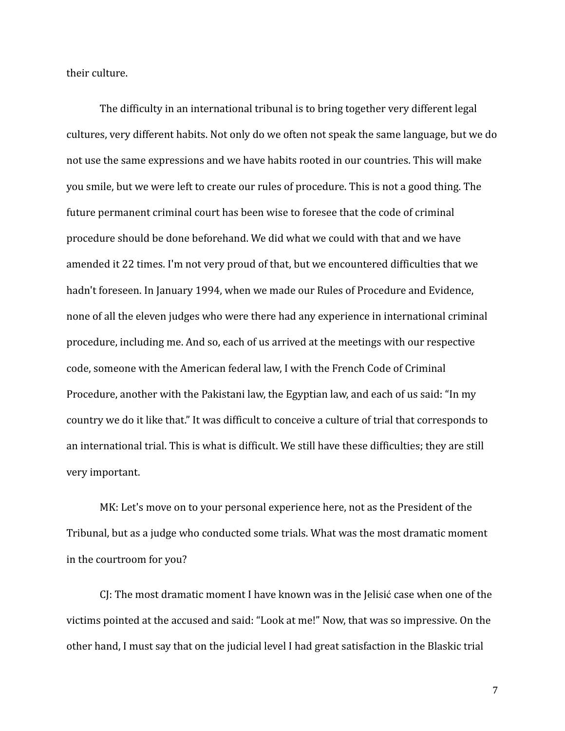their culture.

The difficulty in an international tribunal is to bring together very different legal cultures, very different habits. Not only do we often not speak the same language, but we do not use the same expressions and we have habits rooted in our countries. This will make you smile, but we were left to create our rules of procedure. This is not a good thing. The future permanent criminal court has been wise to foresee that the code of criminal procedure should be done beforehand. We did what we could with that and we have amended it 22 times. I'm not very proud of that, but we encountered difficulties that we hadn't foreseen. In January 1994, when we made our Rules of Procedure and Evidence, none of all the eleven judges who were there had any experience in international criminal procedure, including me. And so, each of us arrived at the meetings with our respective code, someone with the American federal law, I with the French Code of Criminal Procedure, another with the Pakistani law, the Egyptian law, and each of us said: "In my country we do it like that." It was difficult to conceive a culture of trial that corresponds to an international trial. This is what is difficult. We still have these difficulties; they are still very important.

MK: Let's move on to your personal experience here, not as the President of the Tribunal, but as a judge who conducted some trials. What was the most dramatic moment in the courtroom for you?

CJ: The most dramatic moment I have known was in the Jelisić case when one of the victims pointed at the accused and said: "Look at me!" Now, that was so impressive. On the other hand, I must say that on the judicial level I had great satisfaction in the Blaskic trial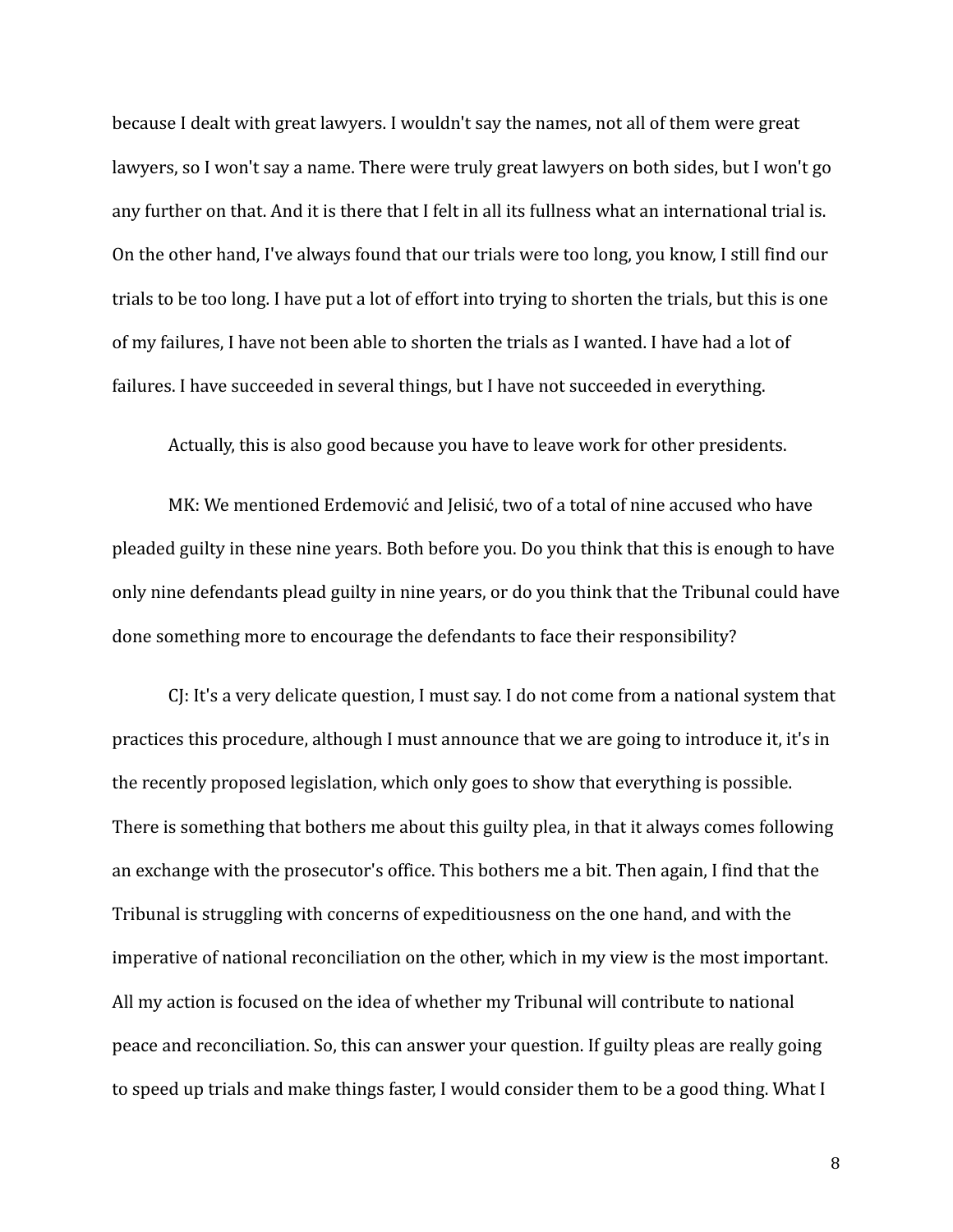because I dealt with great lawyers. I wouldn't say the names, not all of them were great lawyers, so I won't say a name. There were truly great lawyers on both sides, but I won't go any further on that. And it is there that I felt in all its fullness what an international trial is. On the other hand, I've always found that our trials were too long, you know, I still find our trials to be too long. I have put a lot of effort into trying to shorten the trials, but this is one of my failures, I have not been able to shorten the trials as I wanted. I have had a lot of failures. I have succeeded in several things, but I have not succeeded in everything.

Actually, this is also good because you have to leave work for other presidents.

MK: We mentioned Erdemović and Jelisić, two of a total of nine accused who have pleaded guilty in these nine years. Both before you. Do you think that this is enough to have only nine defendants plead guilty in nine years, or do you think that the Tribunal could have done something more to encourage the defendants to face their responsibility?

CJ: It's a very delicate question, I must say. I do not come from a national system that practices this procedure, although I must announce that we are going to introduce it, it's in the recently proposed legislation, which only goes to show that everything is possible. There is something that bothers me about this guilty plea, in that it always comes following an exchange with the prosecutor's office. This bothers me a bit. Then again, I find that the Tribunal is struggling with concerns of expeditiousness on the one hand, and with the imperative of national reconciliation on the other, which in my view is the most important. All my action is focused on the idea of whether my Tribunal will contribute to national peace and reconciliation. So, this can answer your question. If guilty pleas are really going to speed up trials and make things faster, I would consider them to be a good thing. What I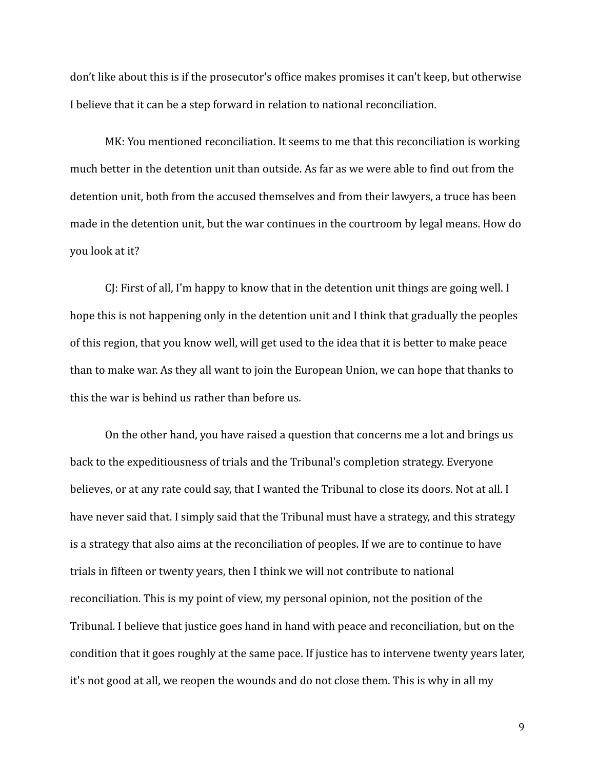don’t like about this is if the prosecutor's office makes promises it can't keep, but otherwise I believe that it can be a step forward in relation to national reconciliation.

MK: You mentioned reconciliation. It seems to me that this reconciliation is working much better in the detention unit than outside. As far as we were able to find out from the detention unit, both from the accused themselves and from their lawyers, a truce has been made in the detention unit, but the war continues in the courtroom by legal means. How do you look at it?

CJ: First of all, I'm happy to know that in the detention unit things are going well. I hope this is not happening only in the detention unit and I think that gradually the peoples of this region, that you know well, will get used to the idea that it is better to make peace than to make war. As they all want to join the European Union, we can hope that thanks to this the war is behind us rather than before us.

On the other hand, you have raised a question that concerns me a lot and brings us back to the expeditiousness of trials and the Tribunal's completion strategy. Everyone believes, or at any rate could say, that I wanted the Tribunal to close its doors. Not at all. I have never said that. I simply said that the Tribunal must have a strategy, and this strategy is a strategy that also aims at the reconciliation of peoples. If we are to continue to have trials in fifteen or twenty years, then I think we will not contribute to national reconciliation. This is my point of view, my personal opinion, not the position of the Tribunal. I believe that justice goes hand in hand with peace and reconciliation, but on the condition that it goes roughly at the same pace. If justice has to intervene twenty years later, it's not good at all, we reopen the wounds and do not close them. This is why in all my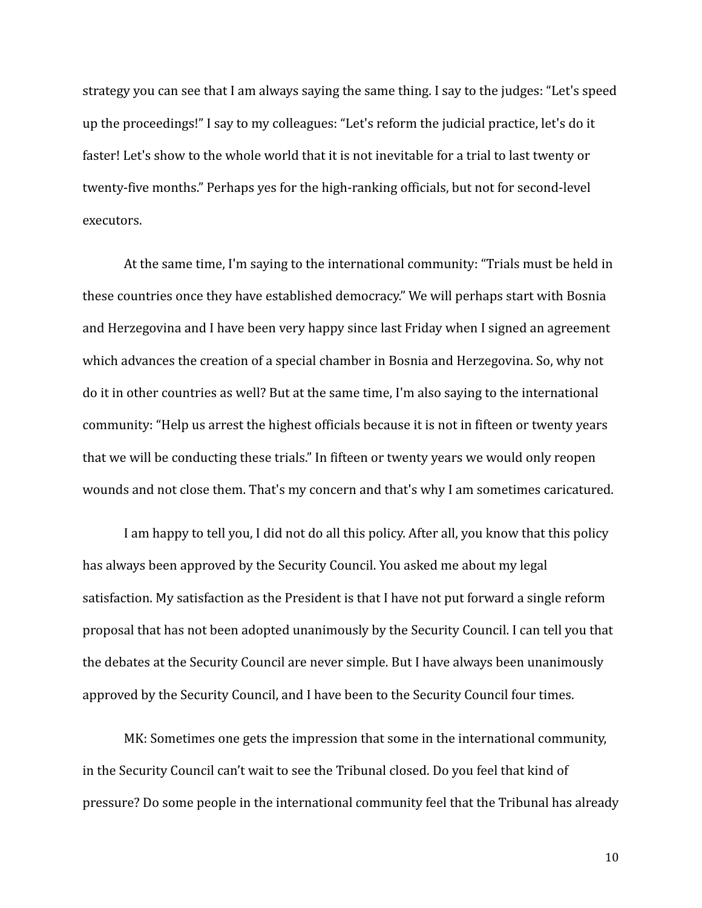strategy you can see that I am always saying the same thing. I say to the judges: "Let's speed up the proceedings!" I say to my colleagues: "Let's reform the judicial practice, let's do it faster! Let's show to the whole world that it is not inevitable for a trial to last twenty or twenty-five months." Perhaps yes for the high-ranking officials, but not for second-level executors.

At the same time, I'm saying to the international community: "Trials must be held in these countries once they have established democracy." We will perhaps start with Bosnia and Herzegovina and I have been very happy since last Friday when I signed an agreement which advances the creation of a special chamber in Bosnia and Herzegovina. So, why not do it in other countries as well? But at the same time, I'm also saying to the international community: "Help us arrest the highest officials because it is not in fifteen or twenty years that we will be conducting these trials." In fifteen or twenty years we would only reopen wounds and not close them. That's my concern and that's why I am sometimes caricatured.

I am happy to tell you, I did not do all this policy. After all, you know that this policy has always been approved by the Security Council. You asked me about my legal satisfaction. My satisfaction as the President is that I have not put forward a single reform proposal that has not been adopted unanimously by the Security Council. I can tell you that the debates at the Security Council are never simple. But I have always been unanimously approved by the Security Council, and I have been to the Security Council four times.

MK: Sometimes one gets the impression that some in the international community, in the Security Council can't wait to see the Tribunal closed. Do you feel that kind of pressure? Do some people in the international community feel that the Tribunal has already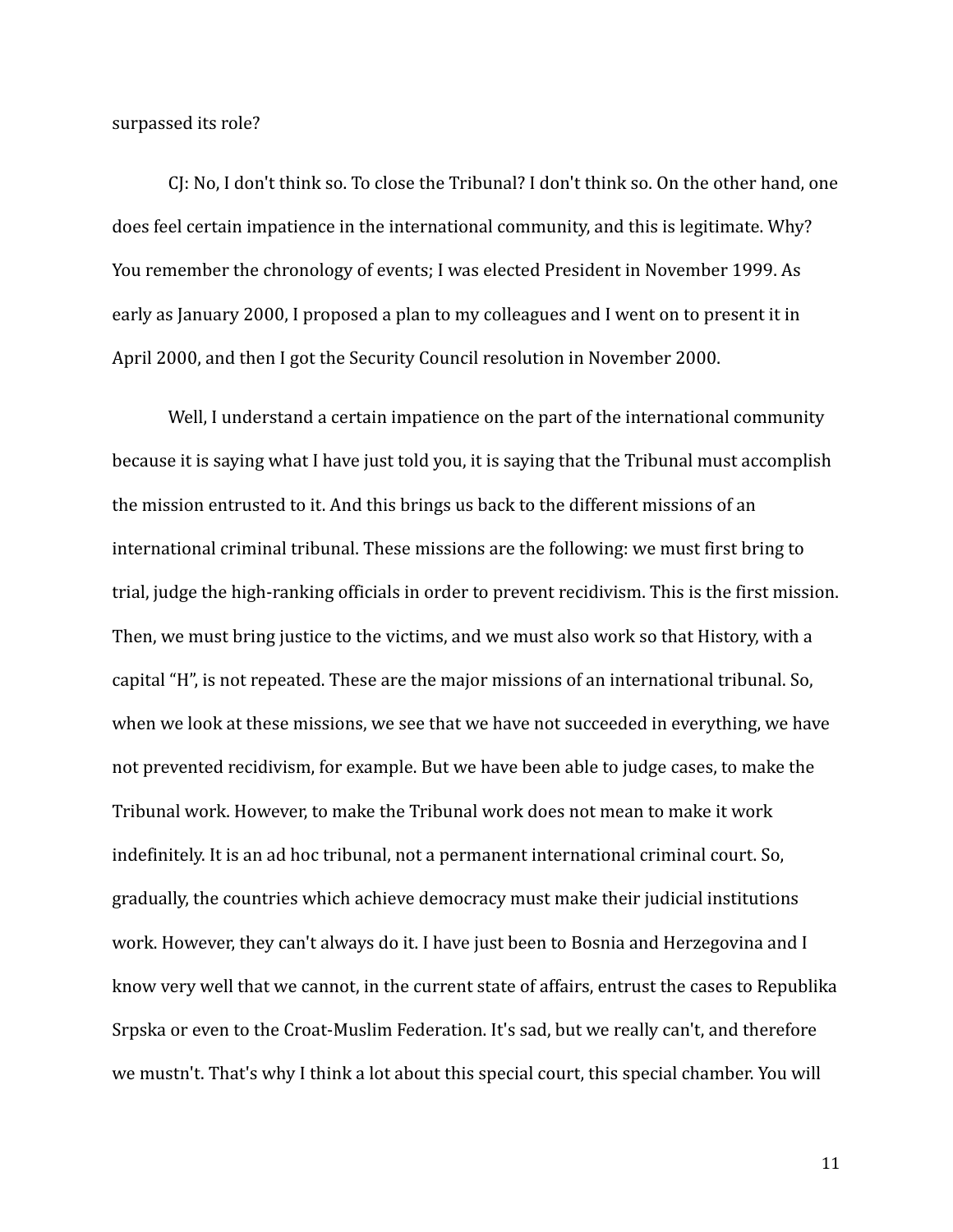surpassed its role?

CJ: No, I don't think so. To close the Tribunal? I don't think so. On the other hand, one does feel certain impatience in the international community, and this is legitimate. Why? You remember the chronology of events; I was elected President in November 1999. As early as January 2000, I proposed a plan to my colleagues and I went on to present it in April 2000, and then I got the Security Council resolution in November 2000.

Well, I understand a certain impatience on the part of the international community because it is saying what I have just told you, it is saying that the Tribunal must accomplish the mission entrusted to it. And this brings us back to the different missions of an international criminal tribunal. These missions are the following: we must first bring to trial, judge the high-ranking officials in order to prevent recidivism. This is the first mission. Then, we must bring justice to the victims, and we must also work so that History, with a capital "H", is not repeated. These are the major missions of an international tribunal. So, when we look at these missions, we see that we have not succeeded in everything, we have not prevented recidivism, for example. But we have been able to judge cases, to make the Tribunal work. However, to make the Tribunal work does not mean to make it work indefinitely. It is an ad hoc tribunal, not a permanent international criminal court. So, gradually, the countries which achieve democracy must make their judicial institutions work. However, they can't always do it. I have just been to Bosnia and Herzegovina and I know very well that we cannot, in the current state of affairs, entrust the cases to Republika Srpska or even to the Croat-Muslim Federation. It's sad, but we really can't, and therefore we mustn't. That's why I think a lot about this special court, this special chamber. You will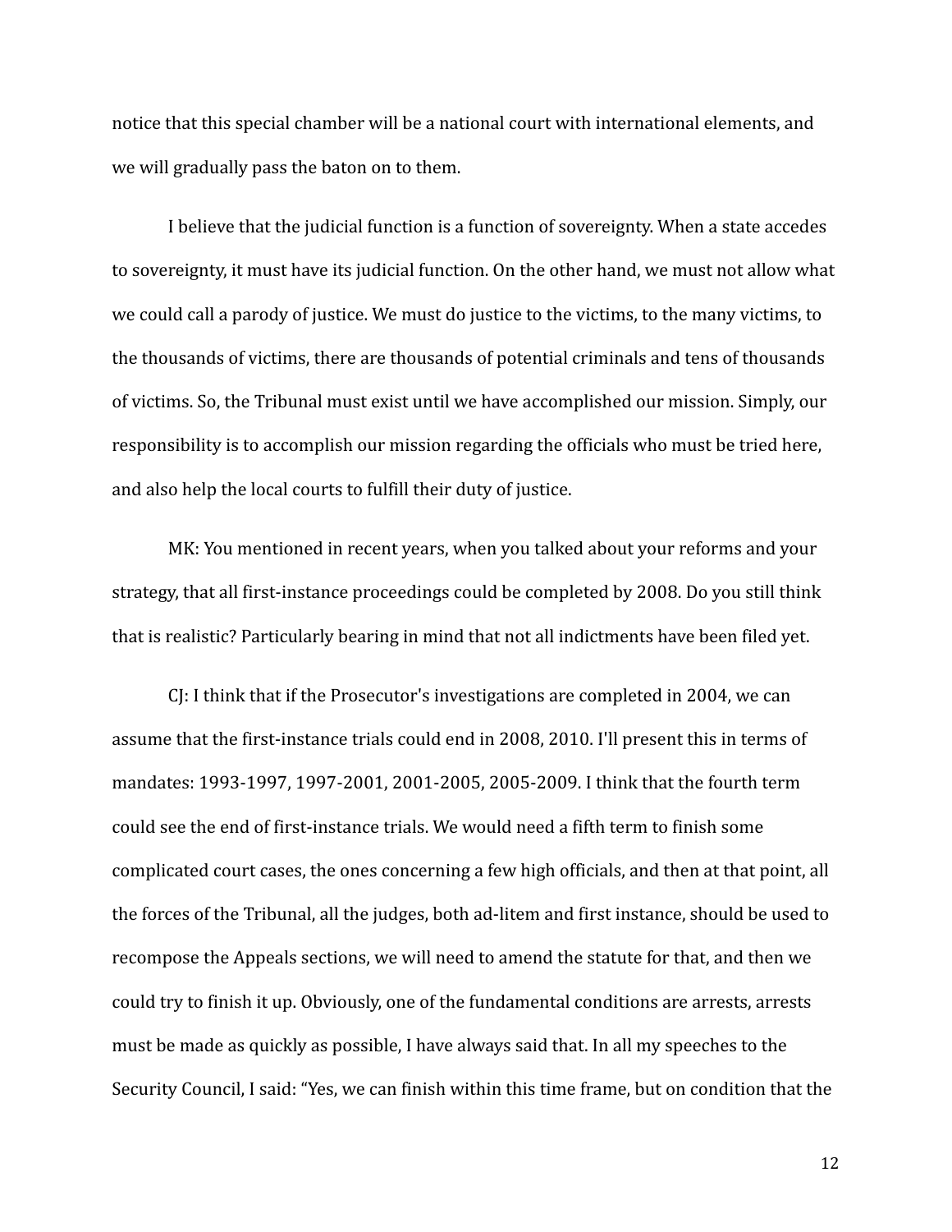notice that this special chamber will be a national court with international elements, and we will gradually pass the baton on to them.

I believe that the judicial function is a function of sovereignty. When a state accedes to sovereignty, it must have its judicial function. On the other hand, we must not allow what we could call a parody of justice. We must do justice to the victims, to the many victims, to the thousands of victims, there are thousands of potential criminals and tens of thousands of victims. So, the Tribunal must exist until we have accomplished our mission. Simply, our responsibility is to accomplish our mission regarding the officials who must be tried here, and also help the local courts to fulfill their duty of justice.

MK: You mentioned in recent years, when you talked about your reforms and your strategy, that all first-instance proceedings could be completed by 2008. Do you still think that is realistic? Particularly bearing in mind that not all indictments have been filed yet.

CJ: I think that if the Prosecutor's investigations are completed in 2004, we can assume that the first-instance trials could end in 2008, 2010. I'll present this in terms of mandates: 1993-1997, 1997-2001, 2001-2005, 2005-2009. I think that the fourth term could see the end of first-instance trials. We would need a fifth term to finish some complicated court cases, the ones concerning a few high officials, and then at that point, all the forces of the Tribunal, all the judges, both ad-litem and first instance, should be used to recompose the Appeals sections, we will need to amend the statute for that, and then we could try to finish it up. Obviously, one of the fundamental conditions are arrests, arrests must be made as quickly as possible, I have always said that. In all my speeches to the Security Council, I said: "Yes, we can finish within this time frame, but on condition that the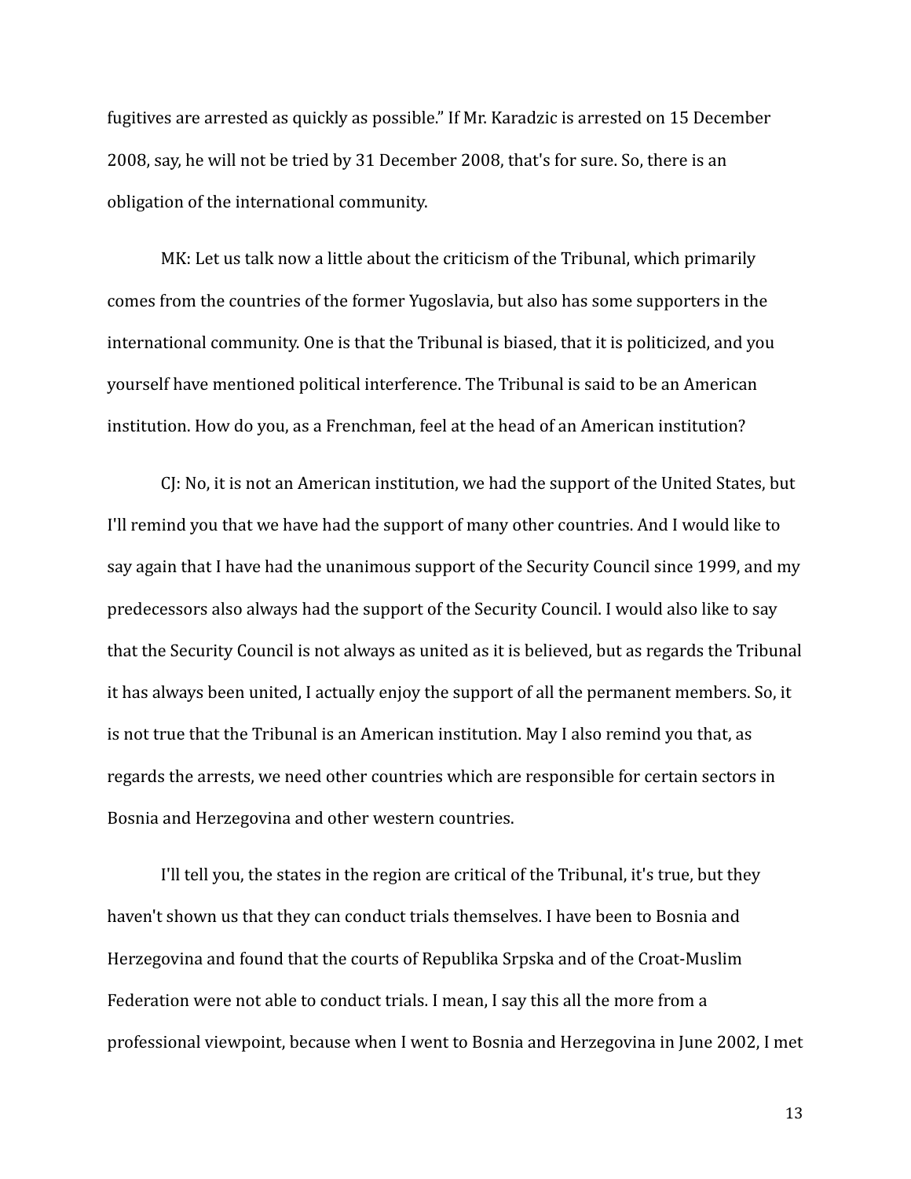fugitives are arrested as quickly as possible." If Mr. Karadzic is arrested on 15 December 2008, say, he will not be tried by 31 December 2008, that's for sure. So, there is an obligation of the international community.

MK: Let us talk now a little about the criticism of the Tribunal, which primarily comes from the countries of the former Yugoslavia, but also has some supporters in the international community. One is that the Tribunal is biased, that it is politicized, and you yourself have mentioned political interference. The Tribunal is said to be an American institution. How do you, as a Frenchman, feel at the head of an American institution?

CJ: No, it is not an American institution, we had the support of the United States, but I'll remind you that we have had the support of many other countries. And I would like to say again that I have had the unanimous support of the Security Council since 1999, and my predecessors also always had the support of the Security Council. I would also like to say that the Security Council is not always as united as it is believed, but as regards the Tribunal it has always been united, I actually enjoy the support of all the permanent members. So, it is not true that the Tribunal is an American institution. May I also remind you that, as regards the arrests, we need other countries which are responsible for certain sectors in Bosnia and Herzegovina and other western countries.

I'll tell you, the states in the region are critical of the Tribunal, it's true, but they haven't shown us that they can conduct trials themselves. I have been to Bosnia and Herzegovina and found that the courts of Republika Srpska and of the Croat-Muslim Federation were not able to conduct trials. I mean, I say this all the more from a professional viewpoint, because when I went to Bosnia and Herzegovina in June 2002, I met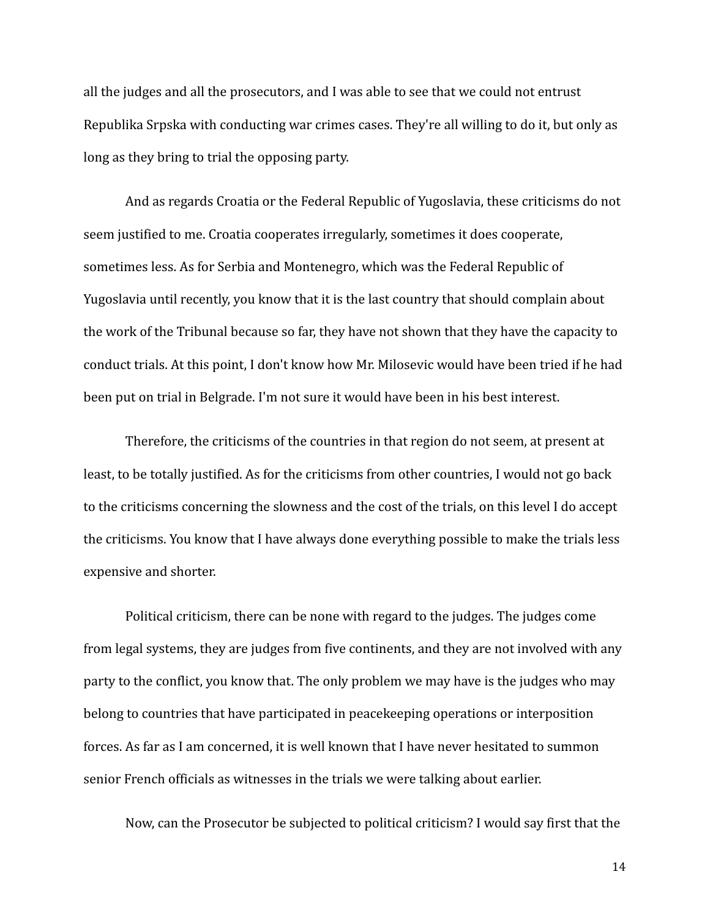all the judges and all the prosecutors, and I was able to see that we could not entrust Republika Srpska with conducting war crimes cases. They're all willing to do it, but only as long as they bring to trial the opposing party.

And as regards Croatia or the Federal Republic of Yugoslavia, these criticisms do not seem justified to me. Croatia cooperates irregularly, sometimes it does cooperate, sometimes less. As for Serbia and Montenegro, which was the Federal Republic of Yugoslavia until recently, you know that it is the last country that should complain about the work of the Tribunal because so far, they have not shown that they have the capacity to conduct trials. At this point, I don't know how Mr. Milosevic would have been tried if he had been put on trial in Belgrade. I'm not sure it would have been in his best interest.

Therefore, the criticisms of the countries in that region do not seem, at present at least, to be totally justified. As for the criticisms from other countries, I would not go back to the criticisms concerning the slowness and the cost of the trials, on this level I do accept the criticisms. You know that I have always done everything possible to make the trials less expensive and shorter.

Political criticism, there can be none with regard to the judges. The judges come from legal systems, they are judges from five continents, and they are not involved with any party to the conflict, you know that. The only problem we may have is the judges who may belong to countries that have participated in peacekeeping operations or interposition forces. As far as I am concerned, it is well known that I have never hesitated to summon senior French officials as witnesses in the trials we were talking about earlier.

Now, can the Prosecutor be subjected to political criticism? I would say first that the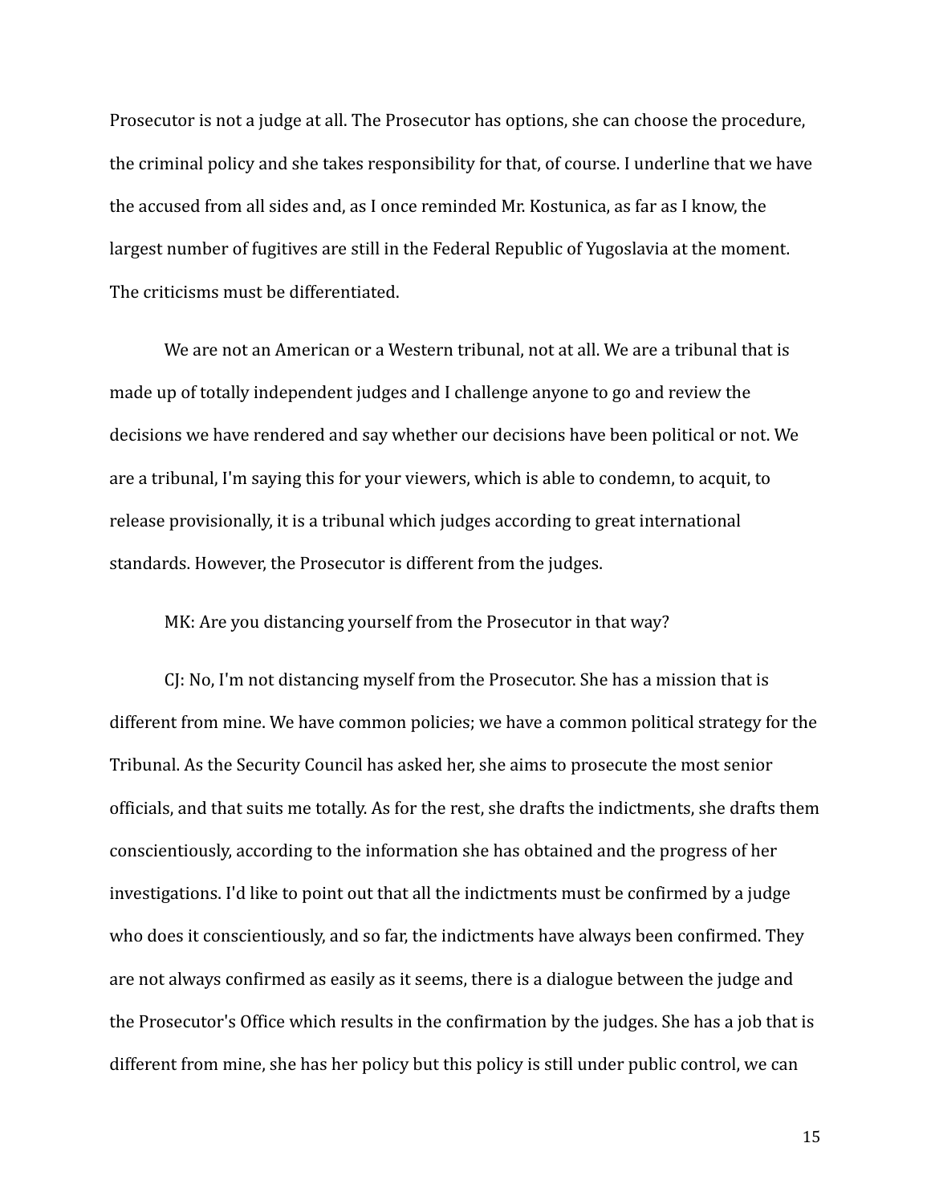Prosecutor is not a judge at all. The Prosecutor has options, she can choose the procedure, the criminal policy and she takes responsibility for that, of course. I underline that we have the accused from all sides and, as I once reminded Mr. Kostunica, as far as I know, the largest number of fugitives are still in the Federal Republic of Yugoslavia at the moment. The criticisms must be differentiated.

We are not an American or a Western tribunal, not at all. We are a tribunal that is made up of totally independent judges and I challenge anyone to go and review the decisions we have rendered and say whether our decisions have been political or not. We are a tribunal, I'm saying this for your viewers, which is able to condemn, to acquit, to release provisionally, it is a tribunal which judges according to great international standards. However, the Prosecutor is different from the judges.

MK: Are you distancing yourself from the Prosecutor in that way?

CJ: No, I'm not distancing myself from the Prosecutor. She has a mission that is different from mine. We have common policies; we have a common political strategy for the Tribunal. As the Security Council has asked her, she aims to prosecute the most senior officials, and that suits me totally. As for the rest, she drafts the indictments, she drafts them conscientiously, according to the information she has obtained and the progress of her investigations. I'd like to point out that all the indictments must be confirmed by a judge who does it conscientiously, and so far, the indictments have always been confirmed. They are not always confirmed as easily as it seems, there is a dialogue between the judge and the Prosecutor's Office which results in the confirmation by the judges. She has a job that is different from mine, she has her policy but this policy is still under public control, we can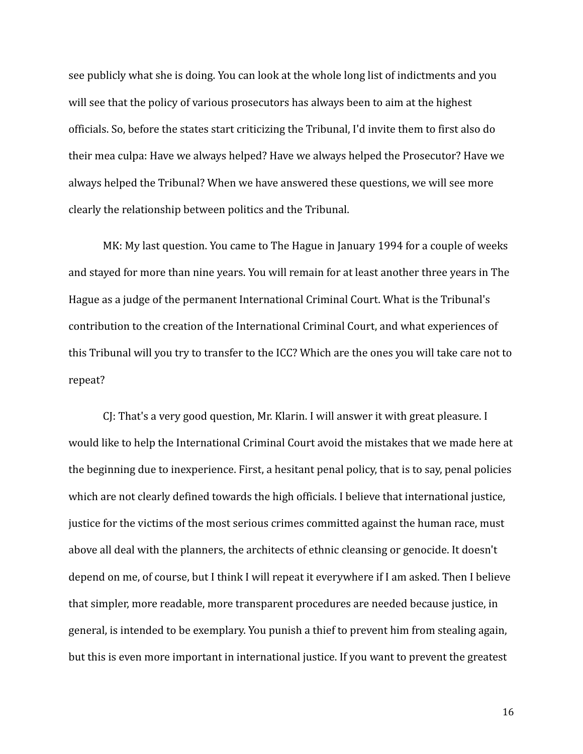see publicly what she is doing. You can look at the whole long list of indictments and you will see that the policy of various prosecutors has always been to aim at the highest officials. So, before the states start criticizing the Tribunal, I'd invite them to first also do their mea culpa: Have we always helped? Have we always helped the Prosecutor? Have we always helped the Tribunal? When we have answered these questions, we will see more clearly the relationship between politics and the Tribunal.

MK: My last question. You came to The Hague in January 1994 for a couple of weeks and stayed for more than nine years. You will remain for at least another three years in The Hague as a judge of the permanent International Criminal Court. What is the Tribunal's contribution to the creation of the International Criminal Court, and what experiences of this Tribunal will you try to transfer to the ICC? Which are the ones you will take care not to repeat?

CJ: That's a very good question, Mr. Klarin. I will answer it with great pleasure. I would like to help the International Criminal Court avoid the mistakes that we made here at the beginning due to inexperience. First, a hesitant penal policy, that is to say, penal policies which are not clearly defined towards the high officials. I believe that international justice, justice for the victims of the most serious crimes committed against the human race, must above all deal with the planners, the architects of ethnic cleansing or genocide. It doesn't depend on me, of course, but I think I will repeat it everywhere if I am asked. Then I believe that simpler, more readable, more transparent procedures are needed because justice, in general, is intended to be exemplary. You punish a thief to prevent him from stealing again, but this is even more important in international justice. If you want to prevent the greatest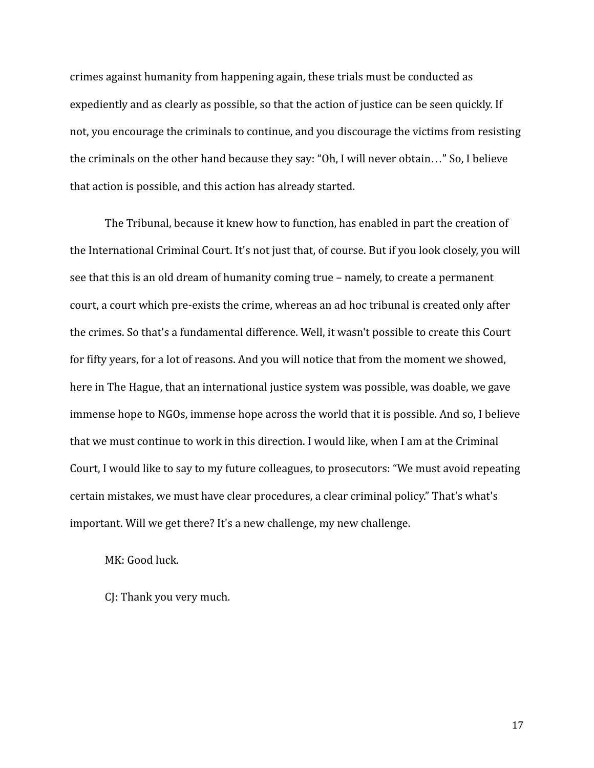crimes against humanity from happening again, these trials must be conducted as expediently and as clearly as possible, so that the action of justice can be seen quickly. If not, you encourage the criminals to continue, and you discourage the victims from resisting the criminals on the other hand because they say: "Oh, I will never obtain…" So, I believe that action is possible, and this action has already started.

The Tribunal, because it knew how to function, has enabled in part the creation of the International Criminal Court. It's not just that, of course. But if you look closely, you will see that this is an old dream of humanity coming true – namely, to create a permanent court, a court which pre-exists the crime, whereas an ad hoc tribunal is created only after the crimes. So that's a fundamental difference. Well, it wasn't possible to create this Court for fifty years, for a lot of reasons. And you will notice that from the moment we showed, here in The Hague, that an international justice system was possible, was doable, we gave immense hope to NGOs, immense hope across the world that it is possible. And so, I believe that we must continue to work in this direction. I would like, when I am at the Criminal Court, I would like to say to my future colleagues, to prosecutors: "We must avoid repeating certain mistakes, we must have clear procedures, a clear criminal policy." That's what's important. Will we get there? It's a new challenge, my new challenge.

MK: Good luck.

CJ: Thank you very much.